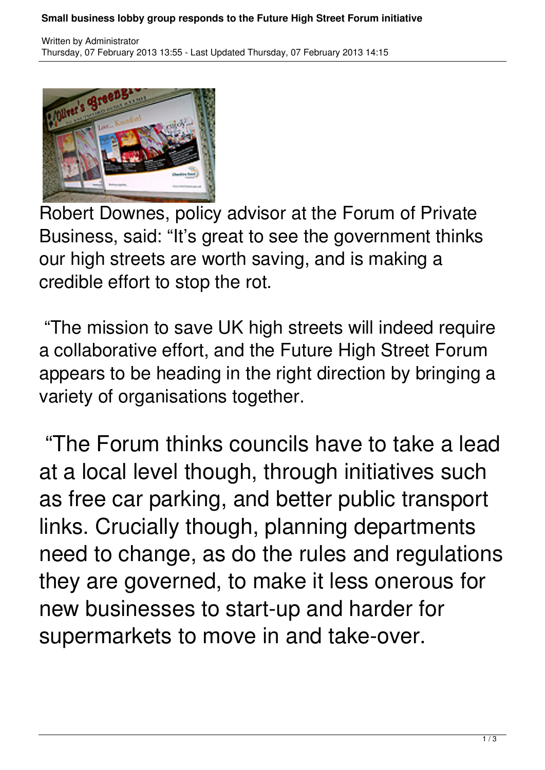Robert Downes, policy advisor at the Forum of Private Business, said: "It's great to see the government thinks our high streets are worth saving, and is making a credible effort to stop the rot.

"The mission to save UK high streets will indeed require a collaborative effort, and the Future High Street Forum appears to be heading in the right direction by bringing a variety of organisations together.

"The Forum thinks councils have to take a lead at a local level though, through initiatives such as free car parking, and better public transport links. Crucially though, planning departments need to change, as do the rules and regulations they are governed, to make it less onerous for new businesses to start-up and harder for supermarkets to move in and take-over.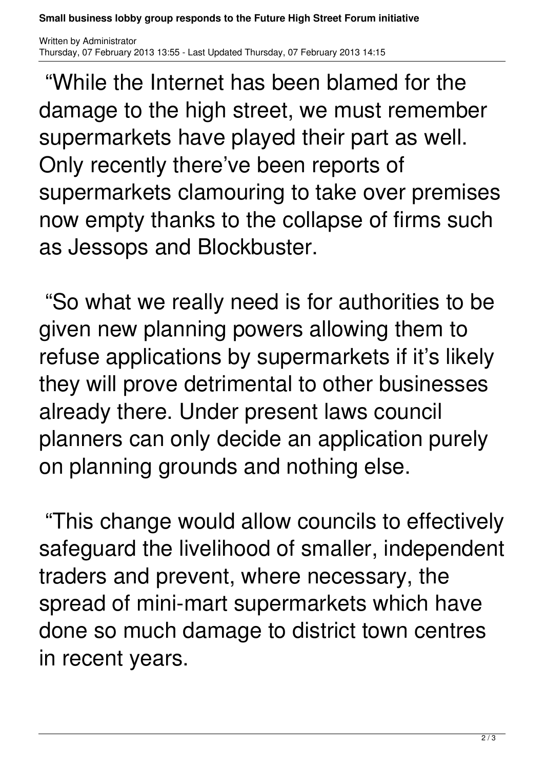“While the Internet has been blamed for the damage to the high street, we must remember supermarkets have played their part as well. Only recently there’ve been reports of supermarkets clamouring to take over premises now empty thanks to the collapse of firms such as Jessops and Blockbuster.

“So what we really need is for authorities to be given new planning powers allowing them to refuse applications by supermarkets if it’s likely they will prove detrimental to other businesses already there. Under present laws council planners can only decide an application purely on planning grounds and nothing else.

“This change would allow councils to effectively safeguard the livelihood of smaller, independent traders and prevent, where necessary, the spread of mini-mart supermarkets which have done so much damage to district town centres in recent years.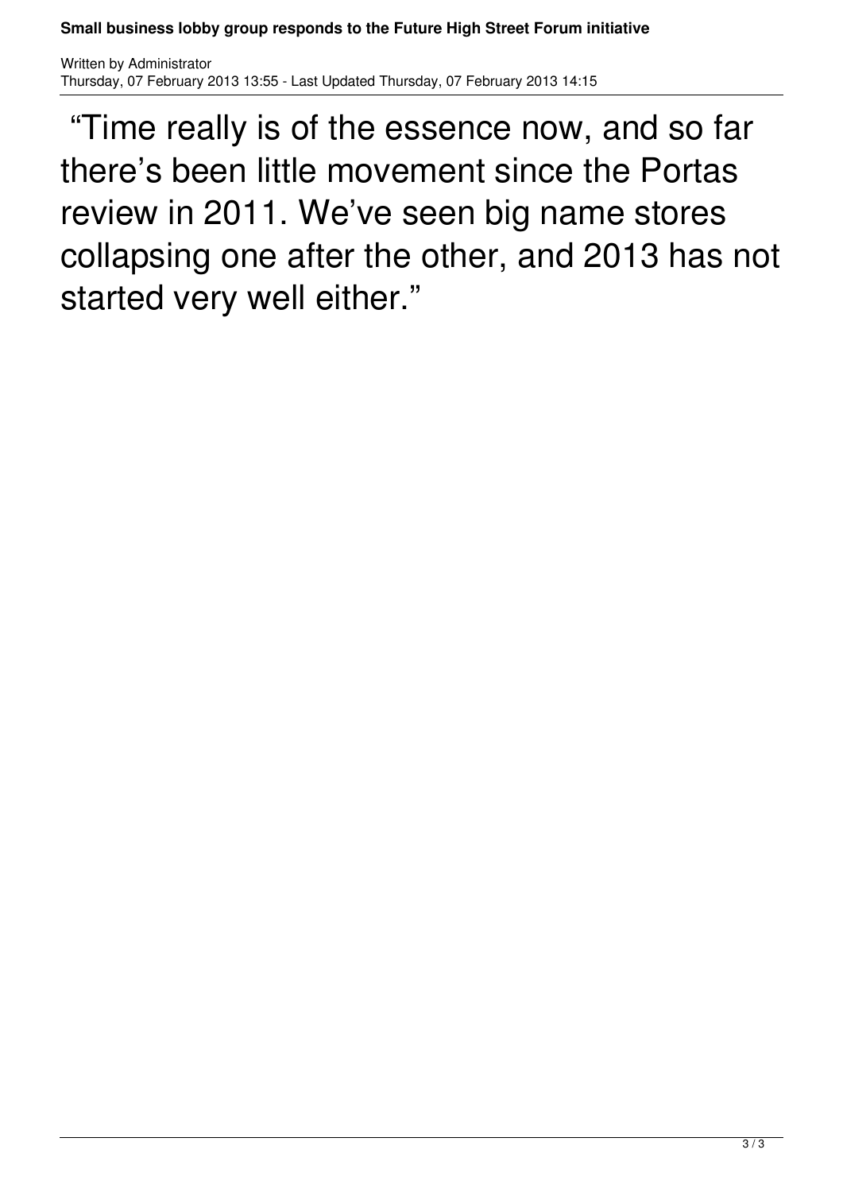"Time really is of the essence now, and so far there's been little movement since the Portas review in 2011. We've seen big name stores collapsing one after the other, and 2013 has not started very well either."